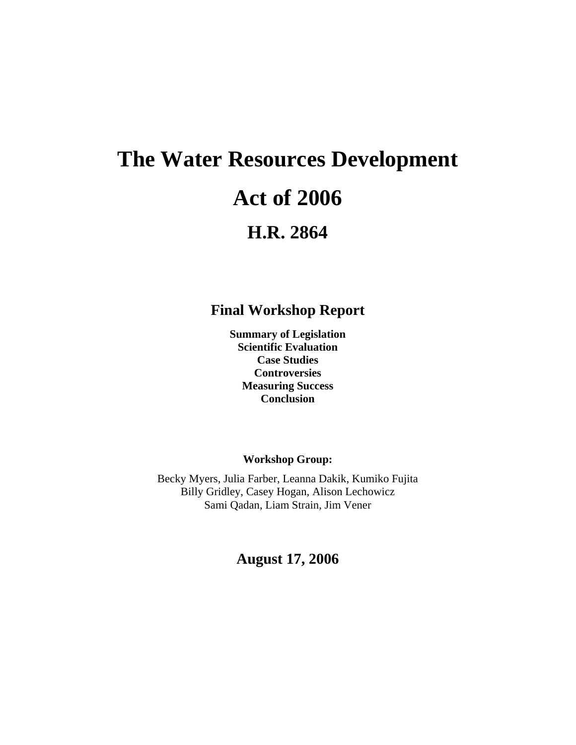# The Water Resources Development Act of 2006

## H.R. 2864

### Final Workshop Report

**Summary of Legislation**
**Scientific Evaluation**
**Case Studies**
**Controversies**
**Measuring Success**
**Conclusion**

**Workshop Group:**

Becky Myers, Julia Farber, Leanna Dakik, Kumiko Fujita
Billy Gridley, Casey Hogan, Alison Lechowicz
Sami Qadan, Liam Strain, Jim Vener

**August 17, 2006**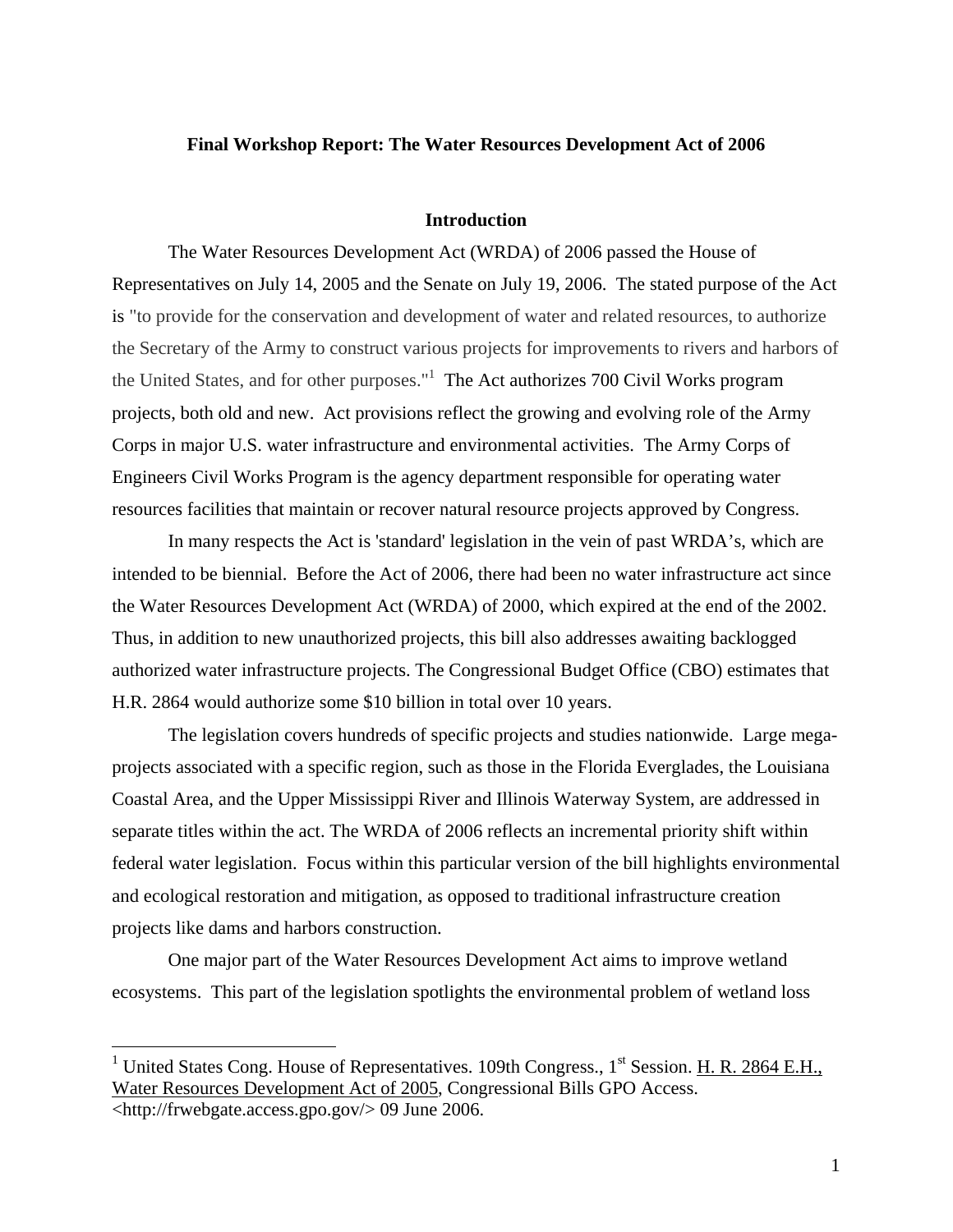**Final Workshop Report: The Water Resources Development Act of 2006**

## Introduction

The Water Resources Development Act (WRDA) of 2006 passed the House of Representatives on July 14, 2005 and the Senate on July 19, 2006. The stated purpose of the Act is "to provide for the conservation and development of water and related resources, to authorize the Secretary of the Army to construct various projects for improvements to rivers and harbors of the United States, and for other purposes."[1] The Act authorizes 700 Civil Works program projects, both old and new. Act provisions reflect the growing and evolving role of the Army Corps in major U.S. water infrastructure and environmental activities. The Army Corps of Engineers Civil Works Program is the agency department responsible for operating water resources facilities that maintain or recover natural resource projects approved by Congress.

In many respects the Act is 'standard' legislation in the vein of past WRDA's, which are intended to be biennial. Before the Act of 2006, there had been no water infrastructure act since the Water Resources Development Act (WRDA) of 2000, which expired at the end of the 2002. Thus, in addition to new unauthorized projects, this bill also addresses awaiting backlogged authorized water infrastructure projects. The Congressional Budget Office (CBO) estimates that H.R. 2864 would authorize some $10 billion in total over 10 years.

The legislation covers hundreds of specific projects and studies nationwide. Large mega-projects associated with a specific region, such as those in the Florida Everglades, the Louisiana Coastal Area, and the Upper Mississippi River and Illinois Waterway System, are addressed in separate titles within the act. The WRDA of 2006 reflects an incremental priority shift within federal water legislation. Focus within this particular version of the bill highlights environmental and ecological restoration and mitigation, as opposed to traditional infrastructure creation projects like dams and harbors construction.

One major part of the Water Resources Development Act aims to improve wetland ecosystems. This part of the legislation spotlights the environmental problem of wetland loss

---

[1] United States Cong. House of Representatives. 109th Congress., 1st Session. H. R. 2864 E.H., Water Resources Development Act of 2005, Congressional Bills GPO Access. <http://frwebgate.access.gpo.gov/> 09 June 2006.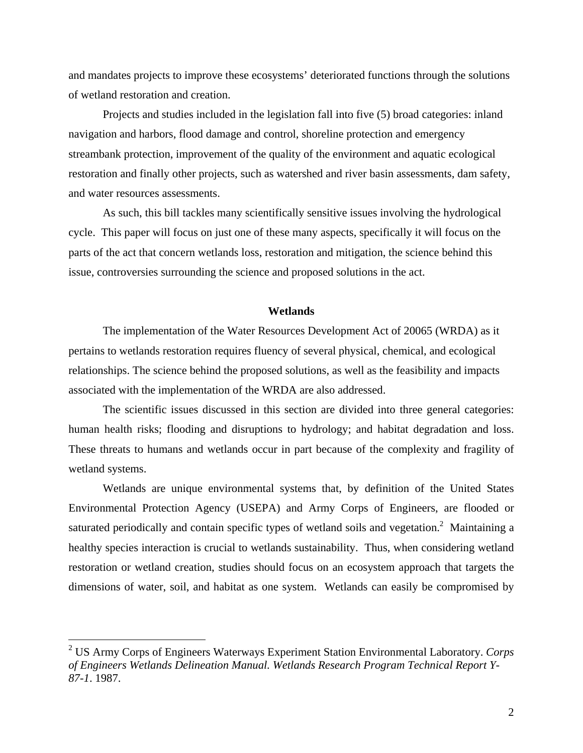and mandates projects to improve these ecosystems' deteriorated functions through the solutions of wetland restoration and creation.

Projects and studies included in the legislation fall into five (5) broad categories: inland navigation and harbors, flood damage and control, shoreline protection and emergency streambank protection, improvement of the quality of the environment and aquatic ecological restoration and finally other projects, such as watershed and river basin assessments, dam safety, and water resources assessments.

As such, this bill tackles many scientifically sensitive issues involving the hydrological cycle. This paper will focus on just one of these many aspects, specifically it will focus on the parts of the act that concern wetlands loss, restoration and mitigation, the science behind this issue, controversies surrounding the science and proposed solutions in the act.

## Wetlands

The implementation of the Water Resources Development Act of 20065 (WRDA) as it pertains to wetlands restoration requires fluency of several physical, chemical, and ecological relationships. The science behind the proposed solutions, as well as the feasibility and impacts associated with the implementation of the WRDA are also addressed.

The scientific issues discussed in this section are divided into three general categories: human health risks; flooding and disruptions to hydrology; and habitat degradation and loss. These threats to humans and wetlands occur in part because of the complexity and fragility of wetland systems.

Wetlands are unique environmental systems that, by definition of the United States Environmental Protection Agency (USEPA) and Army Corps of Engineers, are flooded or saturated periodically and contain specific types of wetland soils and vegetation.[2] Maintaining a healthy species interaction is crucial to wetlands sustainability. Thus, when considering wetland restoration or wetland creation, studies should focus on an ecosystem approach that targets the dimensions of water, soil, and habitat as one system. Wetlands can easily be compromised by

---

[2] US Army Corps of Engineers Waterways Experiment Station Environmental Laboratory. *Corps of Engineers Wetlands Delineation Manual. Wetlands Research Program Technical Report Y-87-1*. 1987.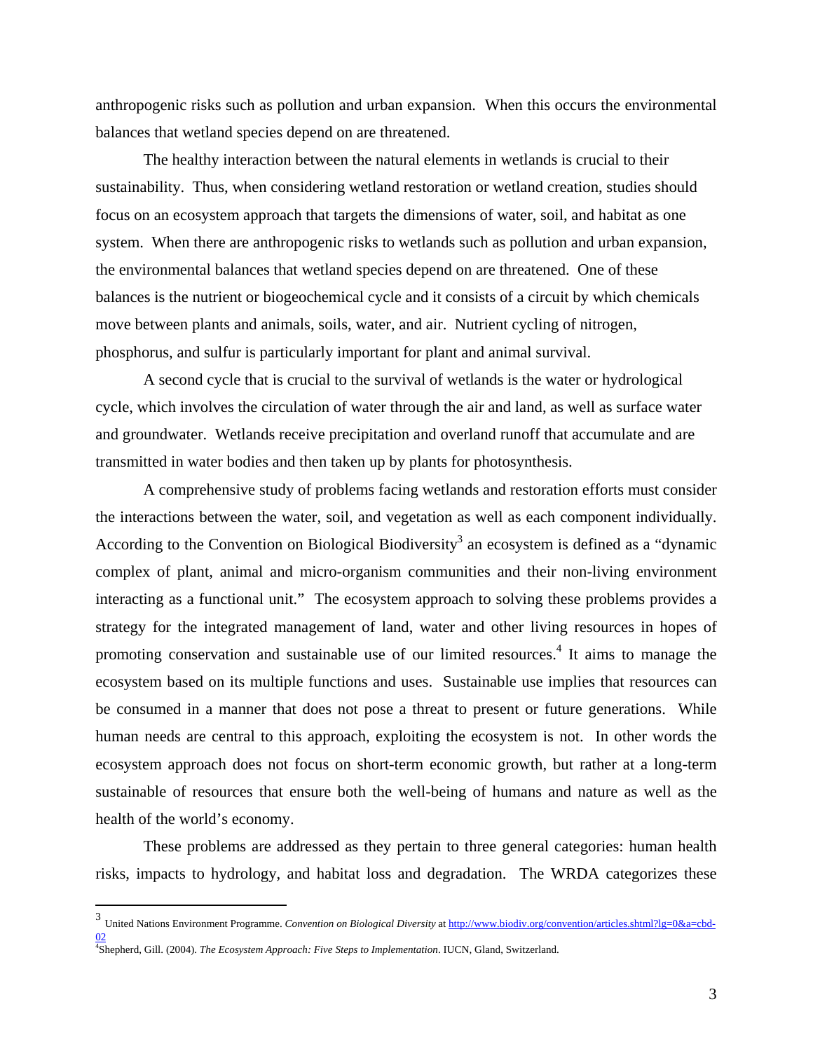anthropogenic risks such as pollution and urban expansion. When this occurs the environmental balances that wetland species depend on are threatened.

The healthy interaction between the natural elements in wetlands is crucial to their sustainability. Thus, when considering wetland restoration or wetland creation, studies should focus on an ecosystem approach that targets the dimensions of water, soil, and habitat as one system. When there are anthropogenic risks to wetlands such as pollution and urban expansion, the environmental balances that wetland species depend on are threatened. One of these balances is the nutrient or biogeochemical cycle and it consists of a circuit by which chemicals move between plants and animals, soils, water, and air. Nutrient cycling of nitrogen, phosphorus, and sulfur is particularly important for plant and animal survival.

A second cycle that is crucial to the survival of wetlands is the water or hydrological cycle, which involves the circulation of water through the air and land, as well as surface water and groundwater. Wetlands receive precipitation and overland runoff that accumulate and are transmitted in water bodies and then taken up by plants for photosynthesis.

A comprehensive study of problems facing wetlands and restoration efforts must consider the interactions between the water, soil, and vegetation as well as each component individually. According to the Convention on Biological Biodiversity[3] an ecosystem is defined as a "dynamic complex of plant, animal and micro-organism communities and their non-living environment interacting as a functional unit." The ecosystem approach to solving these problems provides a strategy for the integrated management of land, water and other living resources in hopes of promoting conservation and sustainable use of our limited resources.[4] It aims to manage the ecosystem based on its multiple functions and uses. Sustainable use implies that resources can be consumed in a manner that does not pose a threat to present or future generations. While human needs are central to this approach, exploiting the ecosystem is not. In other words the ecosystem approach does not focus on short-term economic growth, but rather at a long-term sustainable of resources that ensure both the well-being of humans and nature as well as the health of the world's economy.

These problems are addressed as they pertain to three general categories: human health risks, impacts to hydrology, and habitat loss and degradation. The WRDA categorizes these

---

[3] United Nations Environment Programme. *Convention on Biological Diversity* at http://www.biodiv.org/convention/articles.shtml?lg=0&a=cbd-02

[4] Shepherd, Gill. (2004). *The Ecosystem Approach: Five Steps to Implementation*. IUCN, Gland, Switzerland.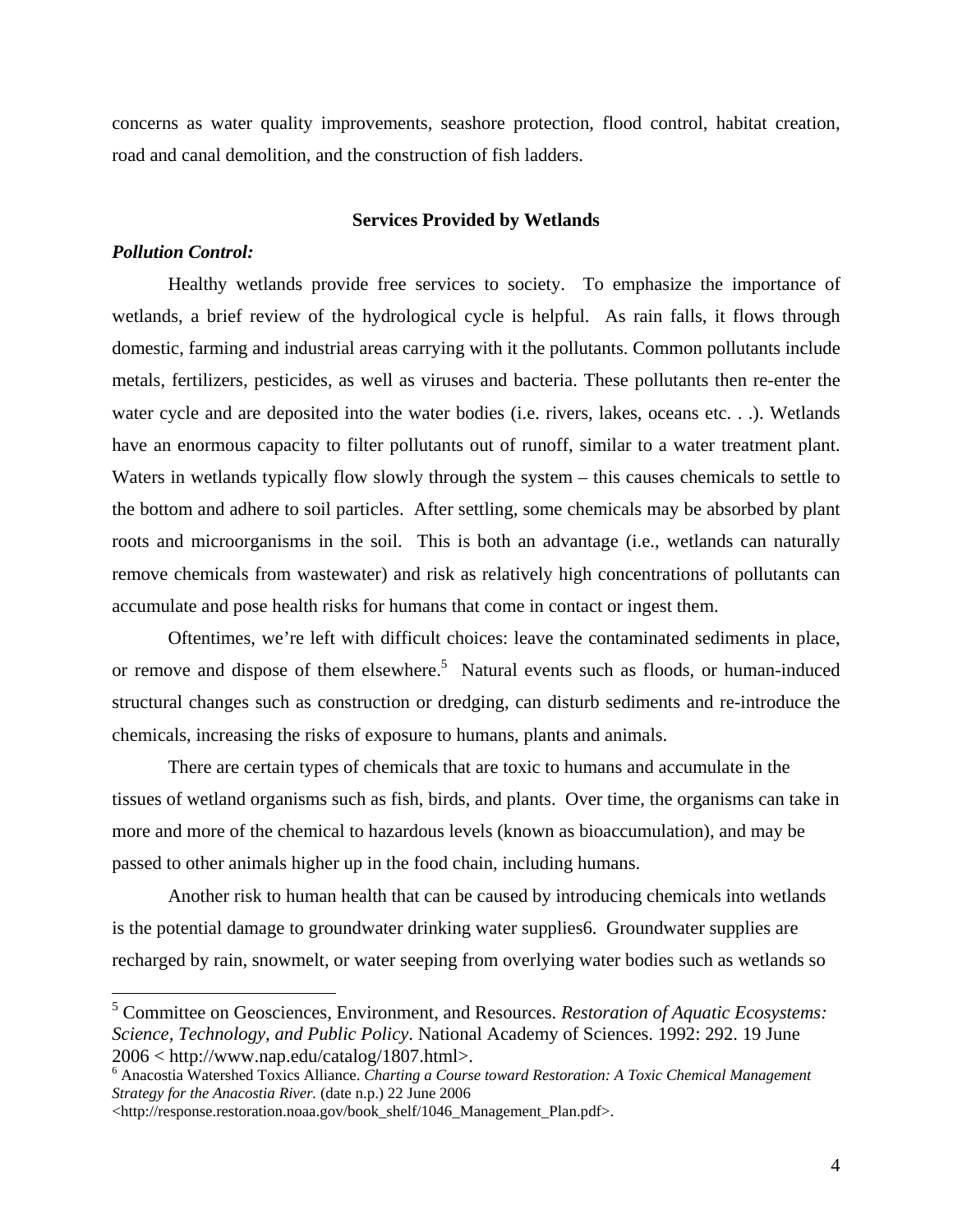concerns as water quality improvements, seashore protection, flood control, habitat creation, road and canal demolition, and the construction of fish ladders.

## Services Provided by Wetlands

***Pollution Control:***

Healthy wetlands provide free services to society. To emphasize the importance of wetlands, a brief review of the hydrological cycle is helpful. As rain falls, it flows through domestic, farming and industrial areas carrying with it the pollutants. Common pollutants include metals, fertilizers, pesticides, as well as viruses and bacteria. These pollutants then re-enter the water cycle and are deposited into the water bodies (i.e. rivers, lakes, oceans etc. . .). Wetlands have an enormous capacity to filter pollutants out of runoff, similar to a water treatment plant. Waters in wetlands typically flow slowly through the system – this causes chemicals to settle to the bottom and adhere to soil particles. After settling, some chemicals may be absorbed by plant roots and microorganisms in the soil. This is both an advantage (i.e., wetlands can naturally remove chemicals from wastewater) and risk as relatively high concentrations of pollutants can accumulate and pose health risks for humans that come in contact or ingest them.

Oftentimes, we're left with difficult choices: leave the contaminated sediments in place, or remove and dispose of them elsewhere.[5] Natural events such as floods, or human-induced structural changes such as construction or dredging, can disturb sediments and re-introduce the chemicals, increasing the risks of exposure to humans, plants and animals.

There are certain types of chemicals that are toxic to humans and accumulate in the tissues of wetland organisms such as fish, birds, and plants. Over time, the organisms can take in more and more of the chemical to hazardous levels (known as bioaccumulation), and may be passed to other animals higher up in the food chain, including humans.

Another risk to human health that can be caused by introducing chemicals into wetlands is the potential damage to groundwater drinking water supplies6. Groundwater supplies are recharged by rain, snowmelt, or water seeping from overlying water bodies such as wetlands so

---

[5] Committee on Geosciences, Environment, and Resources. *Restoration of Aquatic Ecosystems: Science, Technology, and Public Policy*. National Academy of Sciences. 1992: 292. 19 June 2006 < http://www.nap.edu/catalog/1807.html>.

[6] Anacostia Watershed Toxics Alliance. *Charting a Course toward Restoration: A Toxic Chemical Management Strategy for the Anacostia River.* (date n.p.) 22 June 2006 <http://response.restoration.noaa.gov/book_shelf/1046_Management_Plan.pdf>.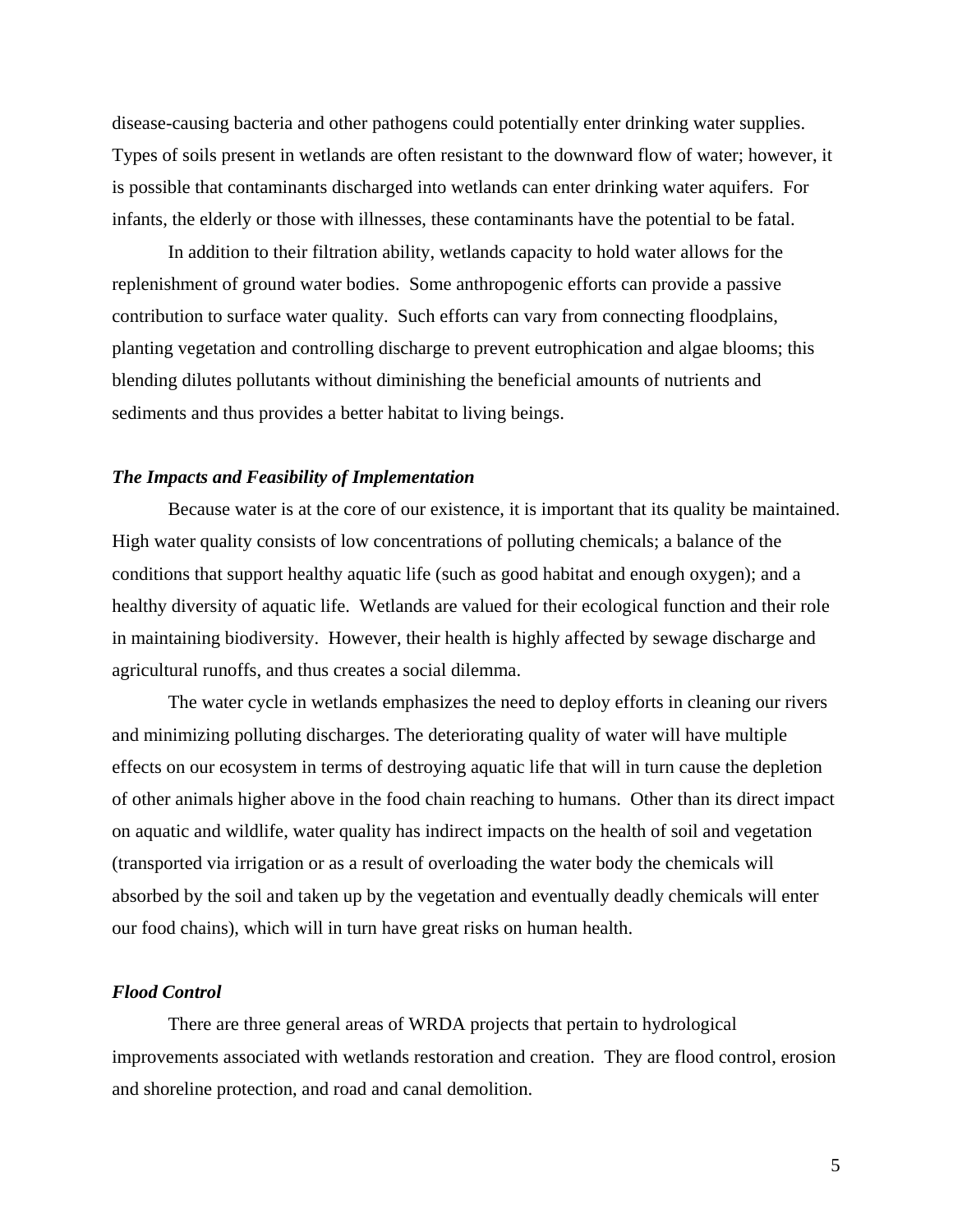disease-causing bacteria and other pathogens could potentially enter drinking water supplies. Types of soils present in wetlands are often resistant to the downward flow of water; however, it is possible that contaminants discharged into wetlands can enter drinking water aquifers. For infants, the elderly or those with illnesses, these contaminants have the potential to be fatal.

In addition to their filtration ability, wetlands capacity to hold water allows for the replenishment of ground water bodies. Some anthropogenic efforts can provide a passive contribution to surface water quality. Such efforts can vary from connecting floodplains, planting vegetation and controlling discharge to prevent eutrophication and algae blooms; this blending dilutes pollutants without diminishing the beneficial amounts of nutrients and sediments and thus provides a better habitat to living beings.

### *The Impacts and Feasibility of Implementation*

Because water is at the core of our existence, it is important that its quality be maintained. High water quality consists of low concentrations of polluting chemicals; a balance of the conditions that support healthy aquatic life (such as good habitat and enough oxygen); and a healthy diversity of aquatic life. Wetlands are valued for their ecological function and their role in maintaining biodiversity. However, their health is highly affected by sewage discharge and agricultural runoffs, and thus creates a social dilemma.

The water cycle in wetlands emphasizes the need to deploy efforts in cleaning our rivers and minimizing polluting discharges. The deteriorating quality of water will have multiple effects on our ecosystem in terms of destroying aquatic life that will in turn cause the depletion of other animals higher above in the food chain reaching to humans. Other than its direct impact on aquatic and wildlife, water quality has indirect impacts on the health of soil and vegetation (transported via irrigation or as a result of overloading the water body the chemicals will absorbed by the soil and taken up by the vegetation and eventually deadly chemicals will enter our food chains), which will in turn have great risks on human health.

### *Flood Control*

There are three general areas of WRDA projects that pertain to hydrological improvements associated with wetlands restoration and creation. They are flood control, erosion and shoreline protection, and road and canal demolition.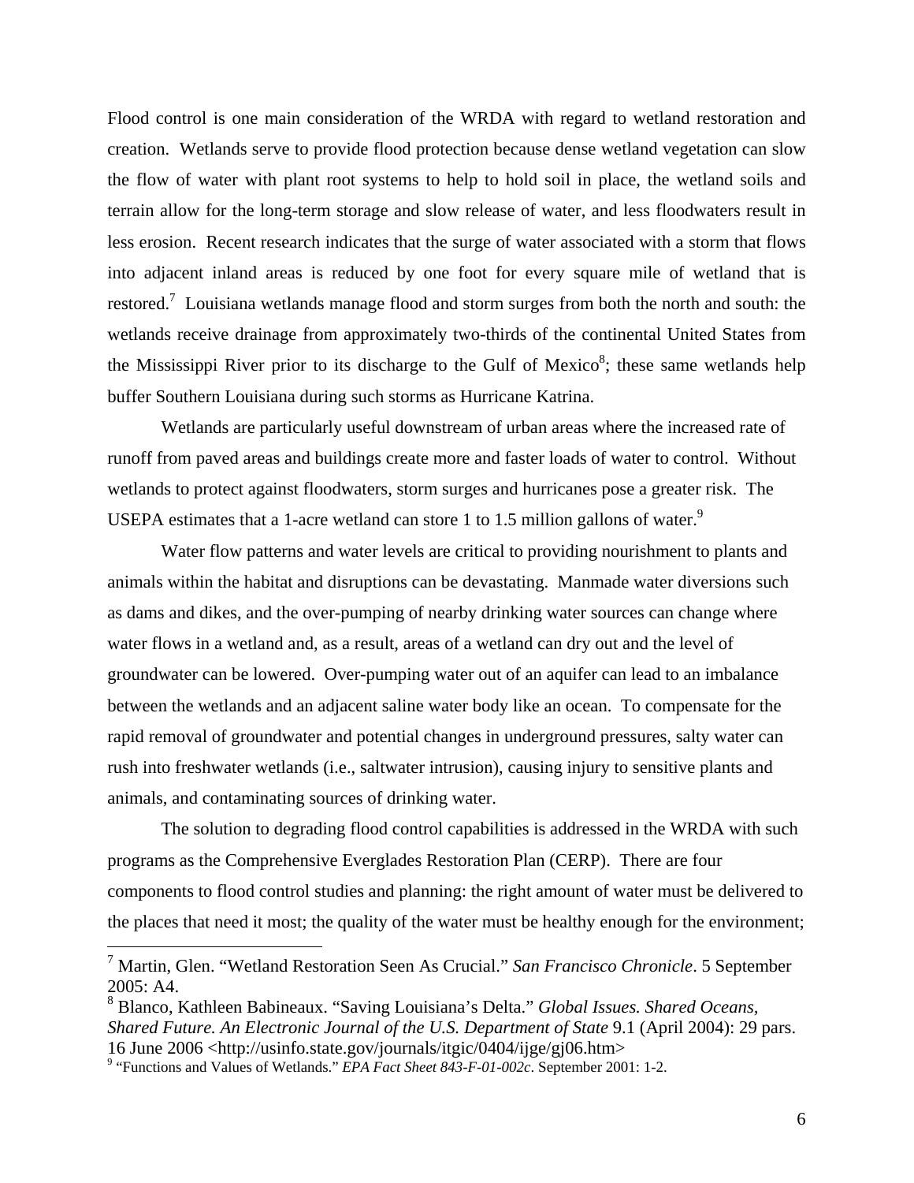Flood control is one main consideration of the WRDA with regard to wetland restoration and creation. Wetlands serve to provide flood protection because dense wetland vegetation can slow the flow of water with plant root systems to help to hold soil in place, the wetland soils and terrain allow for the long-term storage and slow release of water, and less floodwaters result in less erosion. Recent research indicates that the surge of water associated with a storm that flows into adjacent inland areas is reduced by one foot for every square mile of wetland that is restored.[7] Louisiana wetlands manage flood and storm surges from both the north and south: the wetlands receive drainage from approximately two-thirds of the continental United States from the Mississippi River prior to its discharge to the Gulf of Mexico[8]; these same wetlands help buffer Southern Louisiana during such storms as Hurricane Katrina.

Wetlands are particularly useful downstream of urban areas where the increased rate of runoff from paved areas and buildings create more and faster loads of water to control. Without wetlands to protect against floodwaters, storm surges and hurricanes pose a greater risk. The USEPA estimates that a 1-acre wetland can store 1 to 1.5 million gallons of water.[9]

Water flow patterns and water levels are critical to providing nourishment to plants and animals within the habitat and disruptions can be devastating. Manmade water diversions such as dams and dikes, and the over-pumping of nearby drinking water sources can change where water flows in a wetland and, as a result, areas of a wetland can dry out and the level of groundwater can be lowered. Over-pumping water out of an aquifer can lead to an imbalance between the wetlands and an adjacent saline water body like an ocean. To compensate for the rapid removal of groundwater and potential changes in underground pressures, salty water can rush into freshwater wetlands (i.e., saltwater intrusion), causing injury to sensitive plants and animals, and contaminating sources of drinking water.

The solution to degrading flood control capabilities is addressed in the WRDA with such programs as the Comprehensive Everglades Restoration Plan (CERP). There are four components to flood control studies and planning: the right amount of water must be delivered to the places that need it most; the quality of the water must be healthy enough for the environment;

---

[7] Martin, Glen. "Wetland Restoration Seen As Crucial." *San Francisco Chronicle*. 5 September 2005: A4.

[8] Blanco, Kathleen Babineaux. "Saving Louisiana's Delta." *Global Issues. Shared Oceans, Shared Future. An Electronic Journal of the U.S. Department of State* 9.1 (April 2004): 29 pars. 16 June 2006 <http://usinfo.state.gov/journals/itgic/0404/ijge/gj06.htm>

[9] "Functions and Values of Wetlands." *EPA Fact Sheet 843-F-01-002c*. September 2001: 1-2.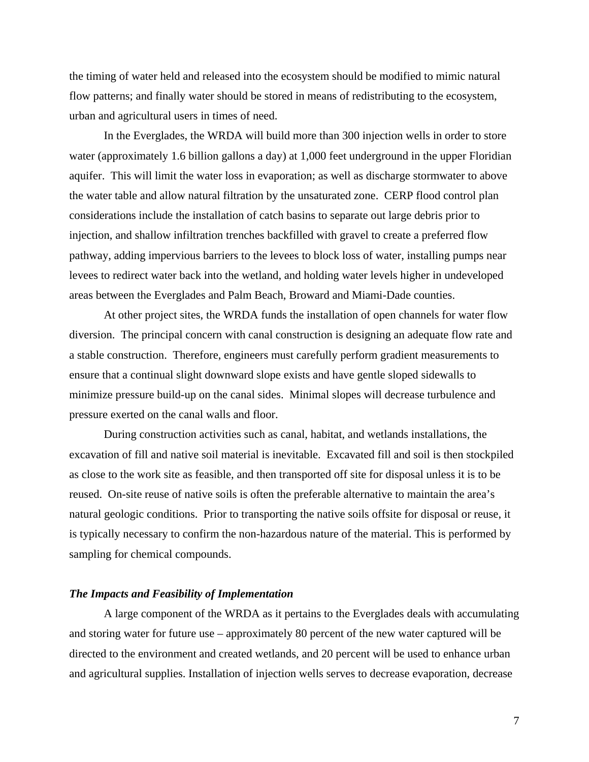the timing of water held and released into the ecosystem should be modified to mimic natural flow patterns; and finally water should be stored in means of redistributing to the ecosystem, urban and agricultural users in times of need.

In the Everglades, the WRDA will build more than 300 injection wells in order to store water (approximately 1.6 billion gallons a day) at 1,000 feet underground in the upper Floridian aquifer. This will limit the water loss in evaporation; as well as discharge stormwater to above the water table and allow natural filtration by the unsaturated zone. CERP flood control plan considerations include the installation of catch basins to separate out large debris prior to injection, and shallow infiltration trenches backfilled with gravel to create a preferred flow pathway, adding impervious barriers to the levees to block loss of water, installing pumps near levees to redirect water back into the wetland, and holding water levels higher in undeveloped areas between the Everglades and Palm Beach, Broward and Miami-Dade counties.

At other project sites, the WRDA funds the installation of open channels for water flow diversion. The principal concern with canal construction is designing an adequate flow rate and a stable construction. Therefore, engineers must carefully perform gradient measurements to ensure that a continual slight downward slope exists and have gentle sloped sidewalls to minimize pressure build-up on the canal sides. Minimal slopes will decrease turbulence and pressure exerted on the canal walls and floor.

During construction activities such as canal, habitat, and wetlands installations, the excavation of fill and native soil material is inevitable. Excavated fill and soil is then stockpiled as close to the work site as feasible, and then transported off site for disposal unless it is to be reused. On-site reuse of native soils is often the preferable alternative to maintain the area's natural geologic conditions. Prior to transporting the native soils offsite for disposal or reuse, it is typically necessary to confirm the non-hazardous nature of the material. This is performed by sampling for chemical compounds.

### ***The Impacts and Feasibility of Implementation***

A large component of the WRDA as it pertains to the Everglades deals with accumulating and storing water for future use – approximately 80 percent of the new water captured will be directed to the environment and created wetlands, and 20 percent will be used to enhance urban and agricultural supplies. Installation of injection wells serves to decrease evaporation, decrease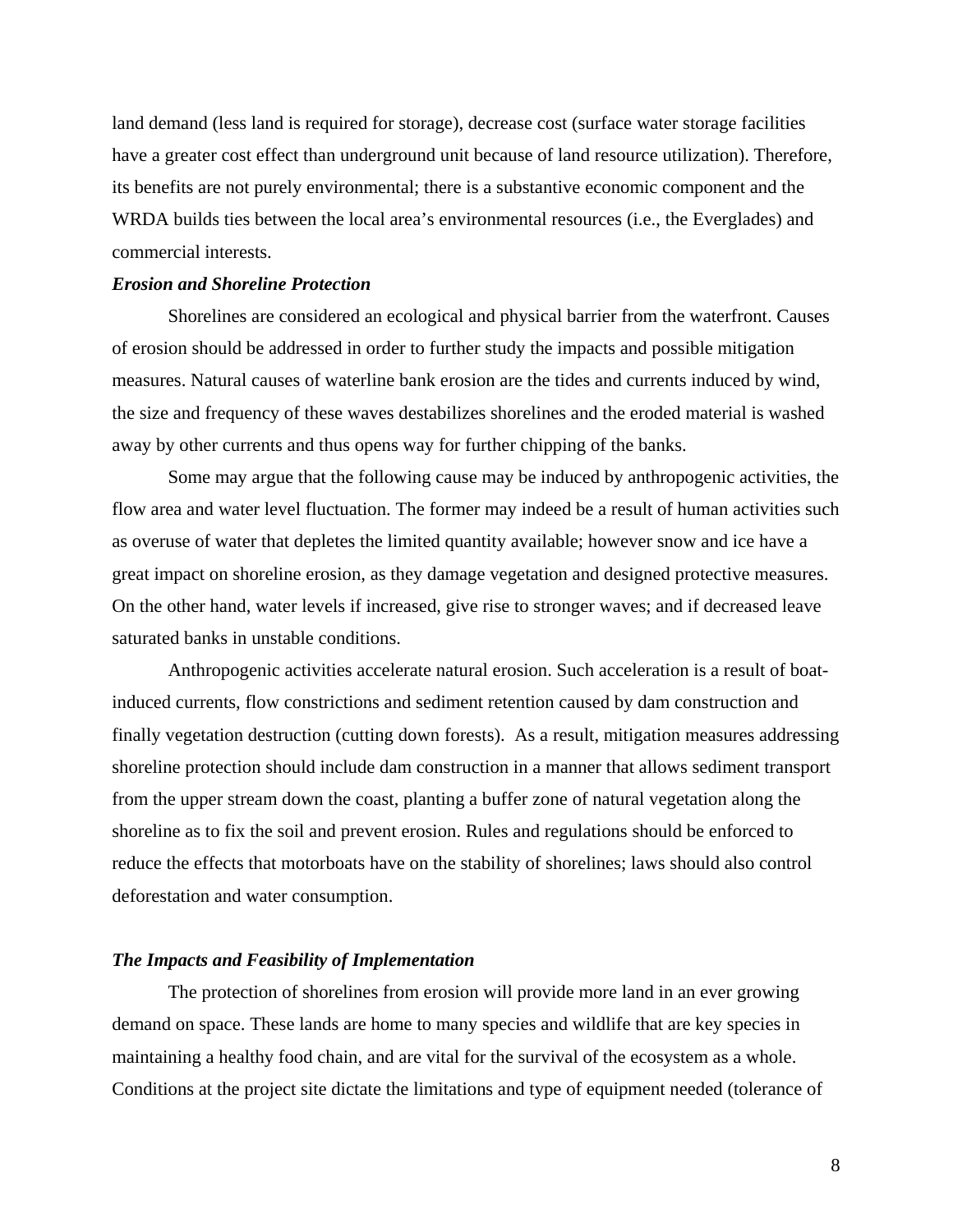land demand (less land is required for storage), decrease cost (surface water storage facilities have a greater cost effect than underground unit because of land resource utilization). Therefore, its benefits are not purely environmental; there is a substantive economic component and the WRDA builds ties between the local area's environmental resources (i.e., the Everglades) and commercial interests.

***Erosion and Shoreline Protection***

Shorelines are considered an ecological and physical barrier from the waterfront. Causes of erosion should be addressed in order to further study the impacts and possible mitigation measures. Natural causes of waterline bank erosion are the tides and currents induced by wind, the size and frequency of these waves destabilizes shorelines and the eroded material is washed away by other currents and thus opens way for further chipping of the banks.

Some may argue that the following cause may be induced by anthropogenic activities, the flow area and water level fluctuation. The former may indeed be a result of human activities such as overuse of water that depletes the limited quantity available; however snow and ice have a great impact on shoreline erosion, as they damage vegetation and designed protective measures. On the other hand, water levels if increased, give rise to stronger waves; and if decreased leave saturated banks in unstable conditions.

Anthropogenic activities accelerate natural erosion. Such acceleration is a result of boat-induced currents, flow constrictions and sediment retention caused by dam construction and finally vegetation destruction (cutting down forests). As a result, mitigation measures addressing shoreline protection should include dam construction in a manner that allows sediment transport from the upper stream down the coast, planting a buffer zone of natural vegetation along the shoreline as to fix the soil and prevent erosion. Rules and regulations should be enforced to reduce the effects that motorboats have on the stability of shorelines; laws should also control deforestation and water consumption.

***The Impacts and Feasibility of Implementation***

The protection of shorelines from erosion will provide more land in an ever growing demand on space. These lands are home to many species and wildlife that are key species in maintaining a healthy food chain, and are vital for the survival of the ecosystem as a whole. Conditions at the project site dictate the limitations and type of equipment needed (tolerance of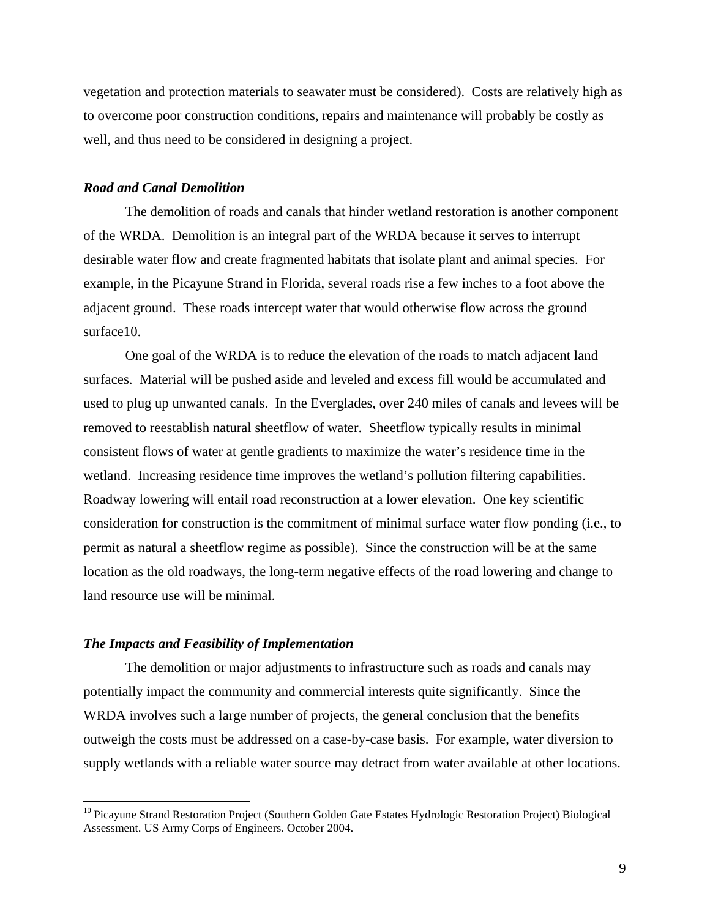vegetation and protection materials to seawater must be considered). Costs are relatively high as to overcome poor construction conditions, repairs and maintenance will probably be costly as well, and thus need to be considered in designing a project.

### *Road and Canal Demolition*

The demolition of roads and canals that hinder wetland restoration is another component of the WRDA. Demolition is an integral part of the WRDA because it serves to interrupt desirable water flow and create fragmented habitats that isolate plant and animal species. For example, in the Picayune Strand in Florida, several roads rise a few inches to a foot above the adjacent ground. These roads intercept water that would otherwise flow across the ground surface[10].

One goal of the WRDA is to reduce the elevation of the roads to match adjacent land surfaces. Material will be pushed aside and leveled and excess fill would be accumulated and used to plug up unwanted canals. In the Everglades, over 240 miles of canals and levees will be removed to reestablish natural sheetflow of water. Sheetflow typically results in minimal consistent flows of water at gentle gradients to maximize the water's residence time in the wetland. Increasing residence time improves the wetland's pollution filtering capabilities. Roadway lowering will entail road reconstruction at a lower elevation. One key scientific consideration for construction is the commitment of minimal surface water flow ponding (i.e., to permit as natural a sheetflow regime as possible). Since the construction will be at the same location as the old roadways, the long-term negative effects of the road lowering and change to land resource use will be minimal.

### *The Impacts and Feasibility of Implementation*

The demolition or major adjustments to infrastructure such as roads and canals may potentially impact the community and commercial interests quite significantly. Since the WRDA involves such a large number of projects, the general conclusion that the benefits outweigh the costs must be addressed on a case-by-case basis. For example, water diversion to supply wetlands with a reliable water source may detract from water available at other locations.

---

[10] Picayune Strand Restoration Project (Southern Golden Gate Estates Hydrologic Restoration Project) Biological Assessment. US Army Corps of Engineers. October 2004.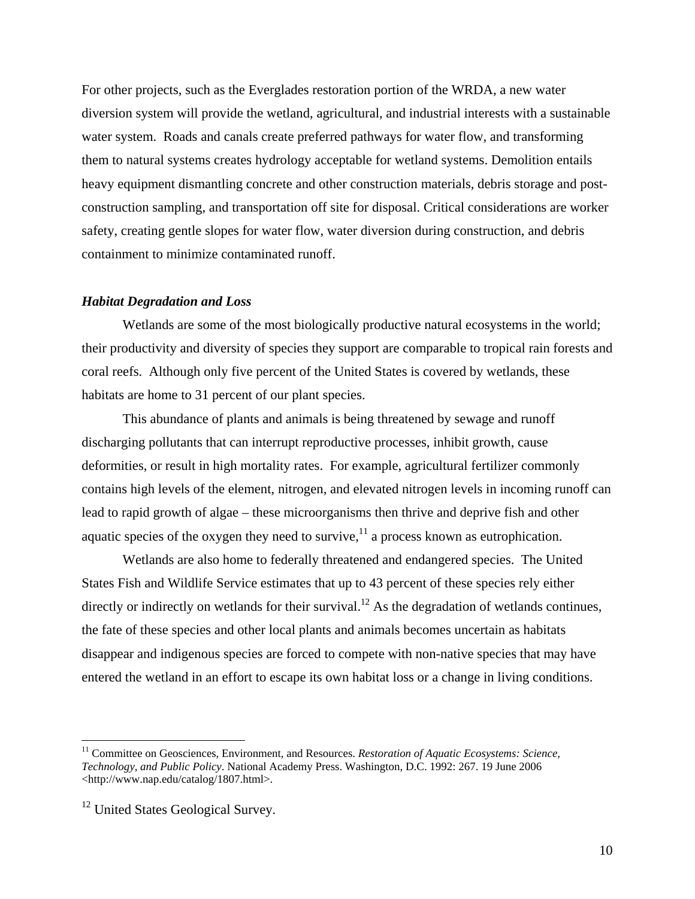For other projects, such as the Everglades restoration portion of the WRDA, a new water diversion system will provide the wetland, agricultural, and industrial interests with a sustainable water system. Roads and canals create preferred pathways for water flow, and transforming them to natural systems creates hydrology acceptable for wetland systems. Demolition entails heavy equipment dismantling concrete and other construction materials, debris storage and post-construction sampling, and transportation off site for disposal. Critical considerations are worker safety, creating gentle slopes for water flow, water diversion during construction, and debris containment to minimize contaminated runoff.

### ***Habitat Degradation and Loss***

Wetlands are some of the most biologically productive natural ecosystems in the world; their productivity and diversity of species they support are comparable to tropical rain forests and coral reefs. Although only five percent of the United States is covered by wetlands, these habitats are home to 31 percent of our plant species.

This abundance of plants and animals is being threatened by sewage and runoff discharging pollutants that can interrupt reproductive processes, inhibit growth, cause deformities, or result in high mortality rates. For example, agricultural fertilizer commonly contains high levels of the element, nitrogen, and elevated nitrogen levels in incoming runoff can lead to rapid growth of algae – these microorganisms then thrive and deprive fish and other aquatic species of the oxygen they need to survive,[11] a process known as eutrophication.

Wetlands are also home to federally threatened and endangered species. The United States Fish and Wildlife Service estimates that up to 43 percent of these species rely either directly or indirectly on wetlands for their survival.[12] As the degradation of wetlands continues, the fate of these species and other local plants and animals becomes uncertain as habitats disappear and indigenous species are forced to compete with non-native species that may have entered the wetland in an effort to escape its own habitat loss or a change in living conditions.

---

[11] Committee on Geosciences, Environment, and Resources. *Restoration of Aquatic Ecosystems: Science, Technology, and Public Policy*. National Academy Press. Washington, D.C. 1992: 267. 19 June 2006 <http://www.nap.edu/catalog/1807.html>.

[12] United States Geological Survey.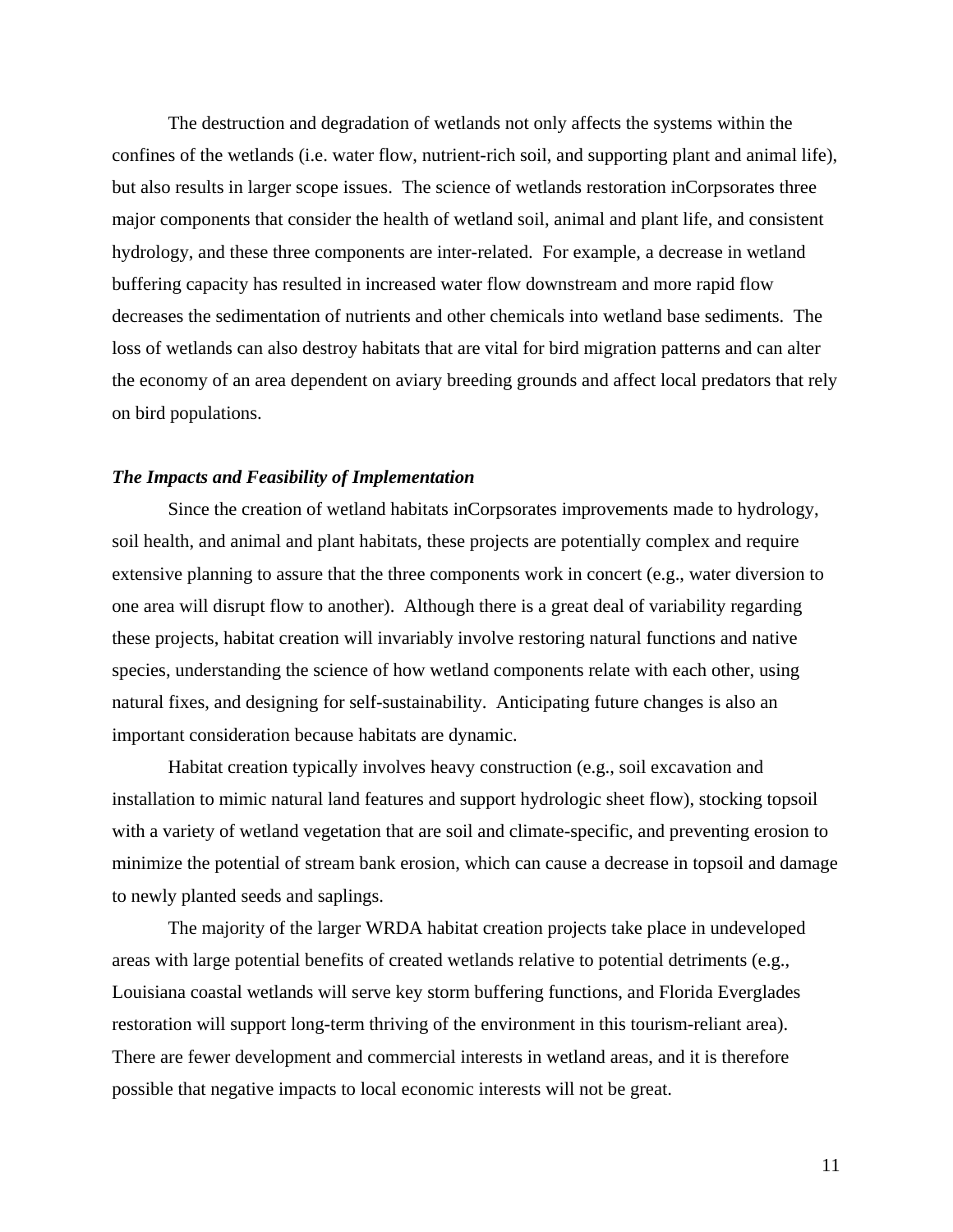The destruction and degradation of wetlands not only affects the systems within the confines of the wetlands (i.e. water flow, nutrient-rich soil, and supporting plant and animal life), but also results in larger scope issues. The science of wetlands restoration inCorpsorates three major components that consider the health of wetland soil, animal and plant life, and consistent hydrology, and these three components are inter-related. For example, a decrease in wetland buffering capacity has resulted in increased water flow downstream and more rapid flow decreases the sedimentation of nutrients and other chemicals into wetland base sediments. The loss of wetlands can also destroy habitats that are vital for bird migration patterns and can alter the economy of an area dependent on aviary breeding grounds and affect local predators that rely on bird populations.

### ***The Impacts and Feasibility of Implementation***

Since the creation of wetland habitats inCorpsorates improvements made to hydrology, soil health, and animal and plant habitats, these projects are potentially complex and require extensive planning to assure that the three components work in concert (e.g., water diversion to one area will disrupt flow to another). Although there is a great deal of variability regarding these projects, habitat creation will invariably involve restoring natural functions and native species, understanding the science of how wetland components relate with each other, using natural fixes, and designing for self-sustainability. Anticipating future changes is also an important consideration because habitats are dynamic.

Habitat creation typically involves heavy construction (e.g., soil excavation and installation to mimic natural land features and support hydrologic sheet flow), stocking topsoil with a variety of wetland vegetation that are soil and climate-specific, and preventing erosion to minimize the potential of stream bank erosion, which can cause a decrease in topsoil and damage to newly planted seeds and saplings.

The majority of the larger WRDA habitat creation projects take place in undeveloped areas with large potential benefits of created wetlands relative to potential detriments (e.g., Louisiana coastal wetlands will serve key storm buffering functions, and Florida Everglades restoration will support long-term thriving of the environment in this tourism-reliant area). There are fewer development and commercial interests in wetland areas, and it is therefore possible that negative impacts to local economic interests will not be great.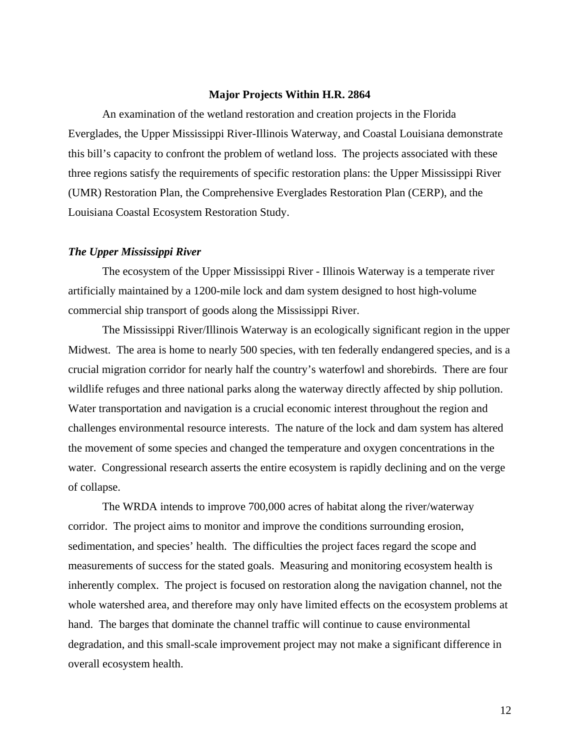## Major Projects Within H.R. 2864

An examination of the wetland restoration and creation projects in the Florida Everglades, the Upper Mississippi River-Illinois Waterway, and Coastal Louisiana demonstrate this bill's capacity to confront the problem of wetland loss. The projects associated with these three regions satisfy the requirements of specific restoration plans: the Upper Mississippi River (UMR) Restoration Plan, the Comprehensive Everglades Restoration Plan (CERP), and the Louisiana Coastal Ecosystem Restoration Study.

### *The Upper Mississippi River*

The ecosystem of the Upper Mississippi River - Illinois Waterway is a temperate river artificially maintained by a 1200-mile lock and dam system designed to host high-volume commercial ship transport of goods along the Mississippi River.

The Mississippi River/Illinois Waterway is an ecologically significant region in the upper Midwest. The area is home to nearly 500 species, with ten federally endangered species, and is a crucial migration corridor for nearly half the country's waterfowl and shorebirds. There are four wildlife refuges and three national parks along the waterway directly affected by ship pollution. Water transportation and navigation is a crucial economic interest throughout the region and challenges environmental resource interests. The nature of the lock and dam system has altered the movement of some species and changed the temperature and oxygen concentrations in the water. Congressional research asserts the entire ecosystem is rapidly declining and on the verge of collapse.

The WRDA intends to improve 700,000 acres of habitat along the river/waterway corridor. The project aims to monitor and improve the conditions surrounding erosion, sedimentation, and species' health. The difficulties the project faces regard the scope and measurements of success for the stated goals. Measuring and monitoring ecosystem health is inherently complex. The project is focused on restoration along the navigation channel, not the whole watershed area, and therefore may only have limited effects on the ecosystem problems at hand. The barges that dominate the channel traffic will continue to cause environmental degradation, and this small-scale improvement project may not make a significant difference in overall ecosystem health.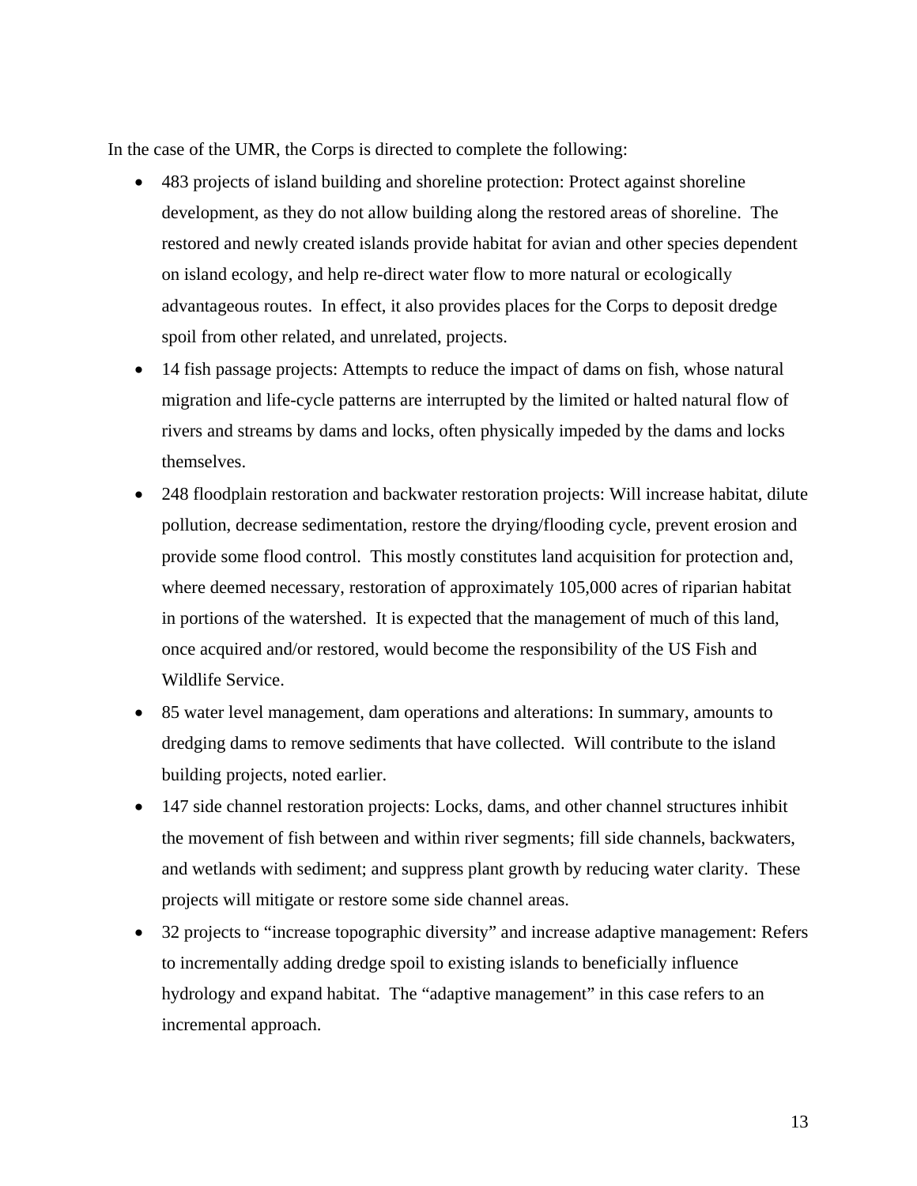In the case of the UMR, the Corps is directed to complete the following:

- 483 projects of island building and shoreline protection: Protect against shoreline development, as they do not allow building along the restored areas of shoreline. The restored and newly created islands provide habitat for avian and other species dependent on island ecology, and help re-direct water flow to more natural or ecologically advantageous routes. In effect, it also provides places for the Corps to deposit dredge spoil from other related, and unrelated, projects.
- 14 fish passage projects: Attempts to reduce the impact of dams on fish, whose natural migration and life-cycle patterns are interrupted by the limited or halted natural flow of rivers and streams by dams and locks, often physically impeded by the dams and locks themselves.
- 248 floodplain restoration and backwater restoration projects: Will increase habitat, dilute pollution, decrease sedimentation, restore the drying/flooding cycle, prevent erosion and provide some flood control. This mostly constitutes land acquisition for protection and, where deemed necessary, restoration of approximately 105,000 acres of riparian habitat in portions of the watershed. It is expected that the management of much of this land, once acquired and/or restored, would become the responsibility of the US Fish and Wildlife Service.
- 85 water level management, dam operations and alterations: In summary, amounts to dredging dams to remove sediments that have collected. Will contribute to the island building projects, noted earlier.
- 147 side channel restoration projects: Locks, dams, and other channel structures inhibit the movement of fish between and within river segments; fill side channels, backwaters, and wetlands with sediment; and suppress plant growth by reducing water clarity. These projects will mitigate or restore some side channel areas.
- 32 projects to "increase topographic diversity" and increase adaptive management: Refers to incrementally adding dredge spoil to existing islands to beneficially influence hydrology and expand habitat. The "adaptive management" in this case refers to an incremental approach.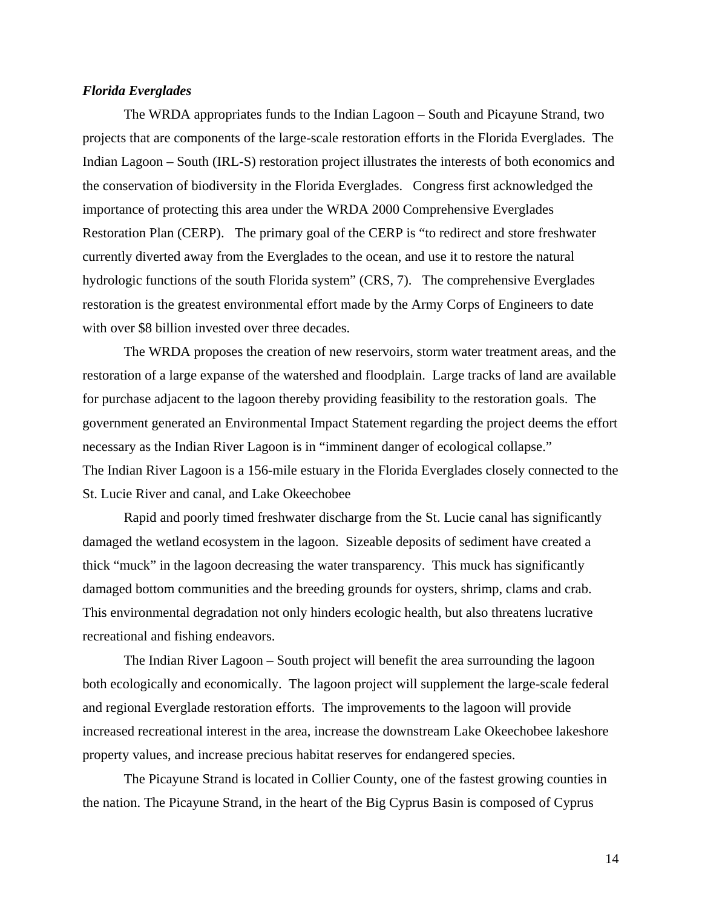***Florida Everglades***

The WRDA appropriates funds to the Indian Lagoon – South and Picayune Strand, two projects that are components of the large-scale restoration efforts in the Florida Everglades. The Indian Lagoon – South (IRL-S) restoration project illustrates the interests of both economics and the conservation of biodiversity in the Florida Everglades. Congress first acknowledged the importance of protecting this area under the WRDA 2000 Comprehensive Everglades Restoration Plan (CERP). The primary goal of the CERP is "to redirect and store freshwater currently diverted away from the Everglades to the ocean, and use it to restore the natural hydrologic functions of the south Florida system" (CRS, 7). The comprehensive Everglades restoration is the greatest environmental effort made by the Army Corps of Engineers to date with over $8 billion invested over three decades.

The WRDA proposes the creation of new reservoirs, storm water treatment areas, and the restoration of a large expanse of the watershed and floodplain. Large tracks of land are available for purchase adjacent to the lagoon thereby providing feasibility to the restoration goals. The government generated an Environmental Impact Statement regarding the project deems the effort necessary as the Indian River Lagoon is in "imminent danger of ecological collapse."
The Indian River Lagoon is a 156-mile estuary in the Florida Everglades closely connected to the St. Lucie River and canal, and Lake Okeechobee

Rapid and poorly timed freshwater discharge from the St. Lucie canal has significantly damaged the wetland ecosystem in the lagoon. Sizeable deposits of sediment have created a thick "muck" in the lagoon decreasing the water transparency. This muck has significantly damaged bottom communities and the breeding grounds for oysters, shrimp, clams and crab. This environmental degradation not only hinders ecologic health, but also threatens lucrative recreational and fishing endeavors.

The Indian River Lagoon – South project will benefit the area surrounding the lagoon both ecologically and economically. The lagoon project will supplement the large-scale federal and regional Everglade restoration efforts. The improvements to the lagoon will provide increased recreational interest in the area, increase the downstream Lake Okeechobee lakeshore property values, and increase precious habitat reserves for endangered species.

The Picayune Strand is located in Collier County, one of the fastest growing counties in the nation. The Picayune Strand, in the heart of the Big Cyprus Basin is composed of Cyprus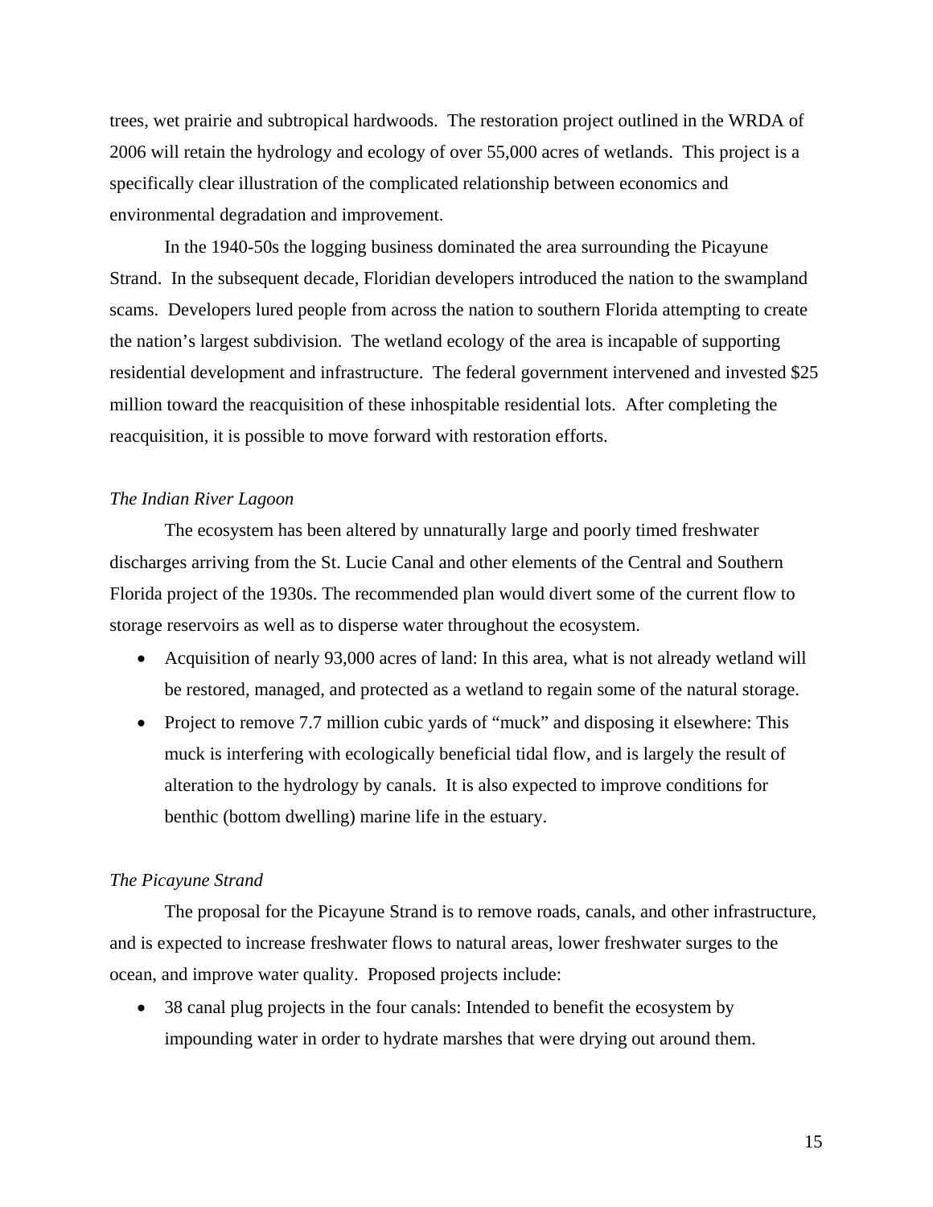trees, wet prairie and subtropical hardwoods. The restoration project outlined in the WRDA of 2006 will retain the hydrology and ecology of over 55,000 acres of wetlands. This project is a specifically clear illustration of the complicated relationship between economics and environmental degradation and improvement.

In the 1940-50s the logging business dominated the area surrounding the Picayune Strand. In the subsequent decade, Floridian developers introduced the nation to the swampland scams. Developers lured people from across the nation to southern Florida attempting to create the nation's largest subdivision. The wetland ecology of the area is incapable of supporting residential development and infrastructure. The federal government intervened and invested $25 million toward the reacquisition of these inhospitable residential lots. After completing the reacquisition, it is possible to move forward with restoration efforts.

*The Indian River Lagoon*

The ecosystem has been altered by unnaturally large and poorly timed freshwater discharges arriving from the St. Lucie Canal and other elements of the Central and Southern Florida project of the 1930s. The recommended plan would divert some of the current flow to storage reservoirs as well as to disperse water throughout the ecosystem.

- Acquisition of nearly 93,000 acres of land: In this area, what is not already wetland will be restored, managed, and protected as a wetland to regain some of the natural storage.
- Project to remove 7.7 million cubic yards of "muck" and disposing it elsewhere: This muck is interfering with ecologically beneficial tidal flow, and is largely the result of alteration to the hydrology by canals. It is also expected to improve conditions for benthic (bottom dwelling) marine life in the estuary.

*The Picayune Strand*

The proposal for the Picayune Strand is to remove roads, canals, and other infrastructure, and is expected to increase freshwater flows to natural areas, lower freshwater surges to the ocean, and improve water quality. Proposed projects include:

- 38 canal plug projects in the four canals: Intended to benefit the ecosystem by impounding water in order to hydrate marshes that were drying out around them.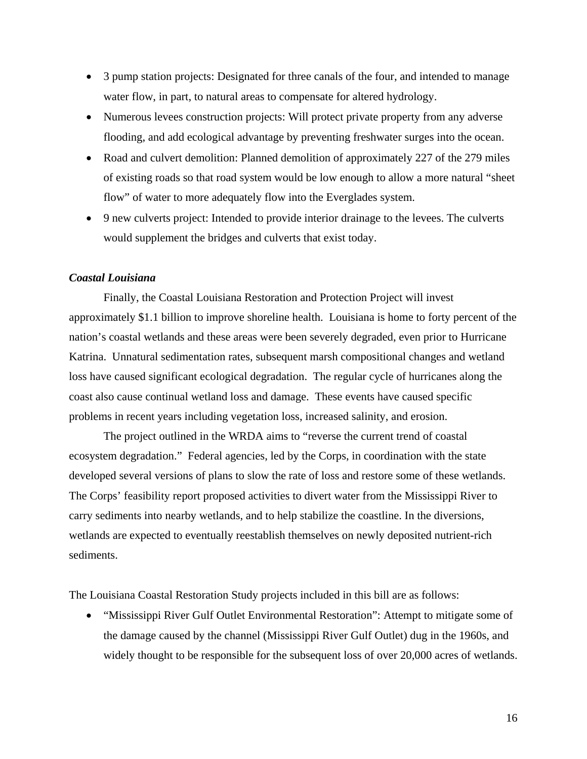- 3 pump station projects: Designated for three canals of the four, and intended to manage water flow, in part, to natural areas to compensate for altered hydrology.
- Numerous levees construction projects: Will protect private property from any adverse flooding, and add ecological advantage by preventing freshwater surges into the ocean.
- Road and culvert demolition: Planned demolition of approximately 227 of the 279 miles of existing roads so that road system would be low enough to allow a more natural "sheet flow" of water to more adequately flow into the Everglades system.
- 9 new culverts project: Intended to provide interior drainage to the levees. The culverts would supplement the bridges and culverts that exist today.

***Coastal Louisiana***

Finally, the Coastal Louisiana Restoration and Protection Project will invest approximately $1.1 billion to improve shoreline health. Louisiana is home to forty percent of the nation's coastal wetlands and these areas were been severely degraded, even prior to Hurricane Katrina. Unnatural sedimentation rates, subsequent marsh compositional changes and wetland loss have caused significant ecological degradation. The regular cycle of hurricanes along the coast also cause continual wetland loss and damage. These events have caused specific problems in recent years including vegetation loss, increased salinity, and erosion.

The project outlined in the WRDA aims to "reverse the current trend of coastal ecosystem degradation." Federal agencies, led by the Corps, in coordination with the state developed several versions of plans to slow the rate of loss and restore some of these wetlands. The Corps' feasibility report proposed activities to divert water from the Mississippi River to carry sediments into nearby wetlands, and to help stabilize the coastline. In the diversions, wetlands are expected to eventually reestablish themselves on newly deposited nutrient-rich sediments.

The Louisiana Coastal Restoration Study projects included in this bill are as follows:

- "Mississippi River Gulf Outlet Environmental Restoration": Attempt to mitigate some of the damage caused by the channel (Mississippi River Gulf Outlet) dug in the 1960s, and widely thought to be responsible for the subsequent loss of over 20,000 acres of wetlands.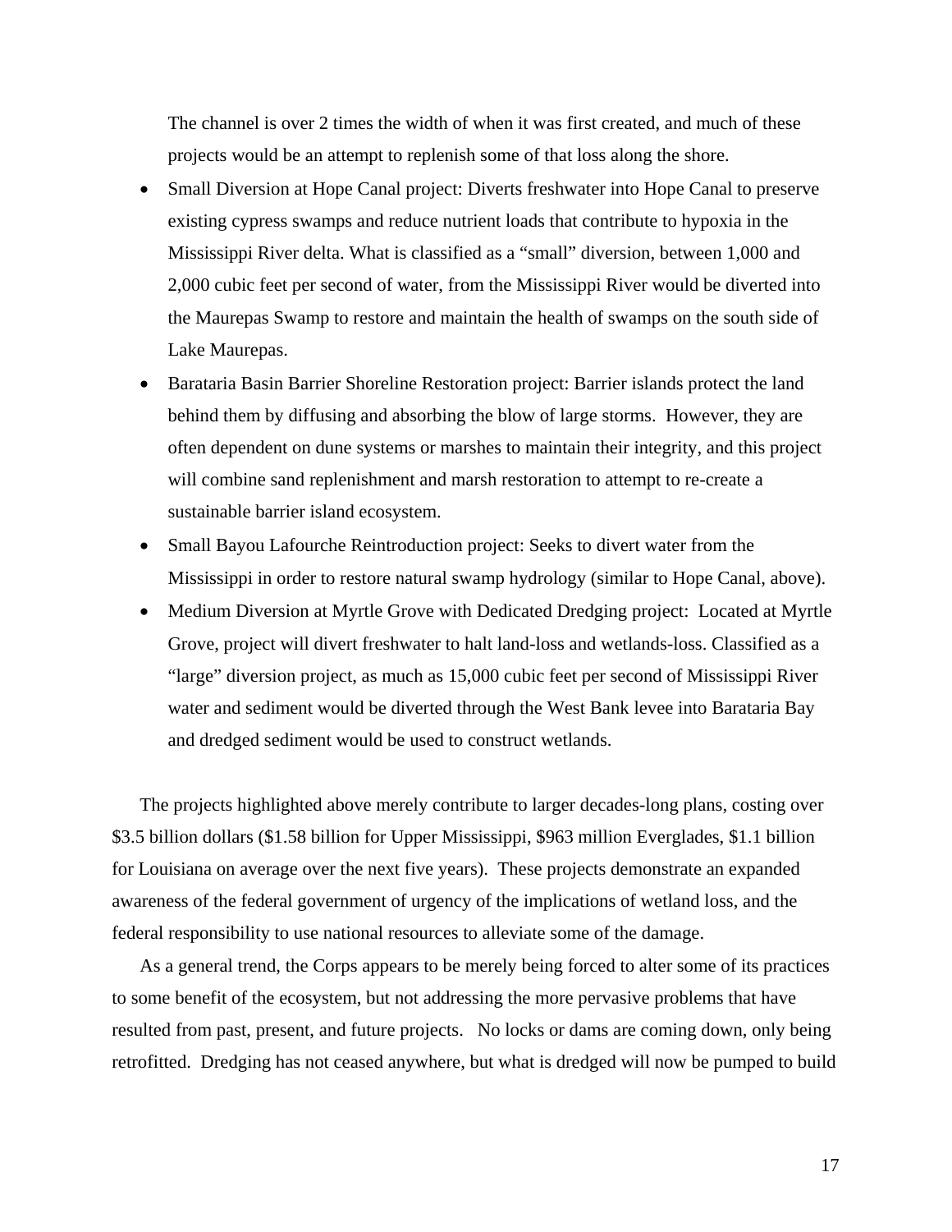The channel is over 2 times the width of when it was first created, and much of these projects would be an attempt to replenish some of that loss along the shore.

- Small Diversion at Hope Canal project: Diverts freshwater into Hope Canal to preserve existing cypress swamps and reduce nutrient loads that contribute to hypoxia in the Mississippi River delta. What is classified as a "small" diversion, between 1,000 and 2,000 cubic feet per second of water, from the Mississippi River would be diverted into the Maurepas Swamp to restore and maintain the health of swamps on the south side of Lake Maurepas.
- Barataria Basin Barrier Shoreline Restoration project: Barrier islands protect the land behind them by diffusing and absorbing the blow of large storms. However, they are often dependent on dune systems or marshes to maintain their integrity, and this project will combine sand replenishment and marsh restoration to attempt to re-create a sustainable barrier island ecosystem.
- Small Bayou Lafourche Reintroduction project: Seeks to divert water from the Mississippi in order to restore natural swamp hydrology (similar to Hope Canal, above).
- Medium Diversion at Myrtle Grove with Dedicated Dredging project: Located at Myrtle Grove, project will divert freshwater to halt land-loss and wetlands-loss. Classified as a "large" diversion project, as much as 15,000 cubic feet per second of Mississippi River water and sediment would be diverted through the West Bank levee into Barataria Bay and dredged sediment would be used to construct wetlands.

The projects highlighted above merely contribute to larger decades-long plans, costing over $3.5 billion dollars ($1.58 billion for Upper Mississippi, $963 million Everglades, $1.1 billion for Louisiana on average over the next five years). These projects demonstrate an expanded awareness of the federal government of urgency of the implications of wetland loss, and the federal responsibility to use national resources to alleviate some of the damage.

As a general trend, the Corps appears to be merely being forced to alter some of its practices to some benefit of the ecosystem, but not addressing the more pervasive problems that have resulted from past, present, and future projects. No locks or dams are coming down, only being retrofitted. Dredging has not ceased anywhere, but what is dredged will now be pumped to build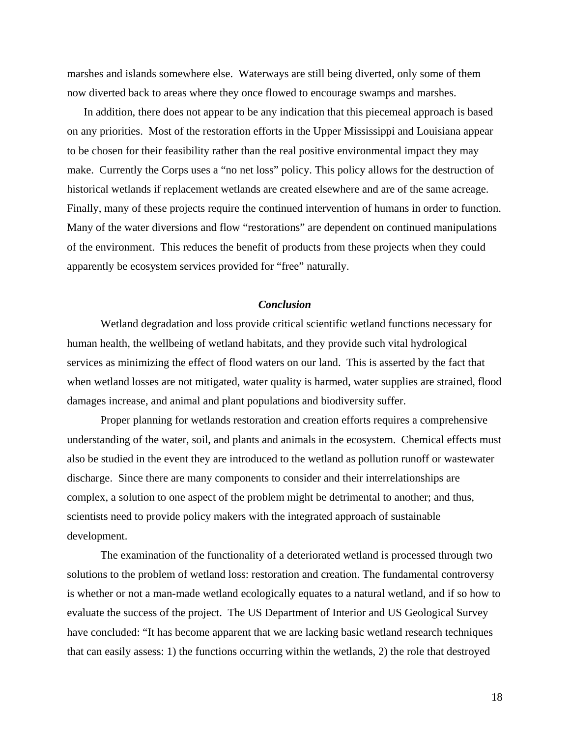marshes and islands somewhere else. Waterways are still being diverted, only some of them now diverted back to areas where they once flowed to encourage swamps and marshes.

In addition, there does not appear to be any indication that this piecemeal approach is based on any priorities. Most of the restoration efforts in the Upper Mississippi and Louisiana appear to be chosen for their feasibility rather than the real positive environmental impact they may make. Currently the Corps uses a "no net loss" policy. This policy allows for the destruction of historical wetlands if replacement wetlands are created elsewhere and are of the same acreage. Finally, many of these projects require the continued intervention of humans in order to function. Many of the water diversions and flow "restorations" are dependent on continued manipulations of the environment. This reduces the benefit of products from these projects when they could apparently be ecosystem services provided for "free" naturally.

### *Conclusion*

Wetland degradation and loss provide critical scientific wetland functions necessary for human health, the wellbeing of wetland habitats, and they provide such vital hydrological services as minimizing the effect of flood waters on our land. This is asserted by the fact that when wetland losses are not mitigated, water quality is harmed, water supplies are strained, flood damages increase, and animal and plant populations and biodiversity suffer.

Proper planning for wetlands restoration and creation efforts requires a comprehensive understanding of the water, soil, and plants and animals in the ecosystem. Chemical effects must also be studied in the event they are introduced to the wetland as pollution runoff or wastewater discharge. Since there are many components to consider and their interrelationships are complex, a solution to one aspect of the problem might be detrimental to another; and thus, scientists need to provide policy makers with the integrated approach of sustainable development.

The examination of the functionality of a deteriorated wetland is processed through two solutions to the problem of wetland loss: restoration and creation. The fundamental controversy is whether or not a man-made wetland ecologically equates to a natural wetland, and if so how to evaluate the success of the project. The US Department of Interior and US Geological Survey have concluded: "It has become apparent that we are lacking basic wetland research techniques that can easily assess: 1) the functions occurring within the wetlands, 2) the role that destroyed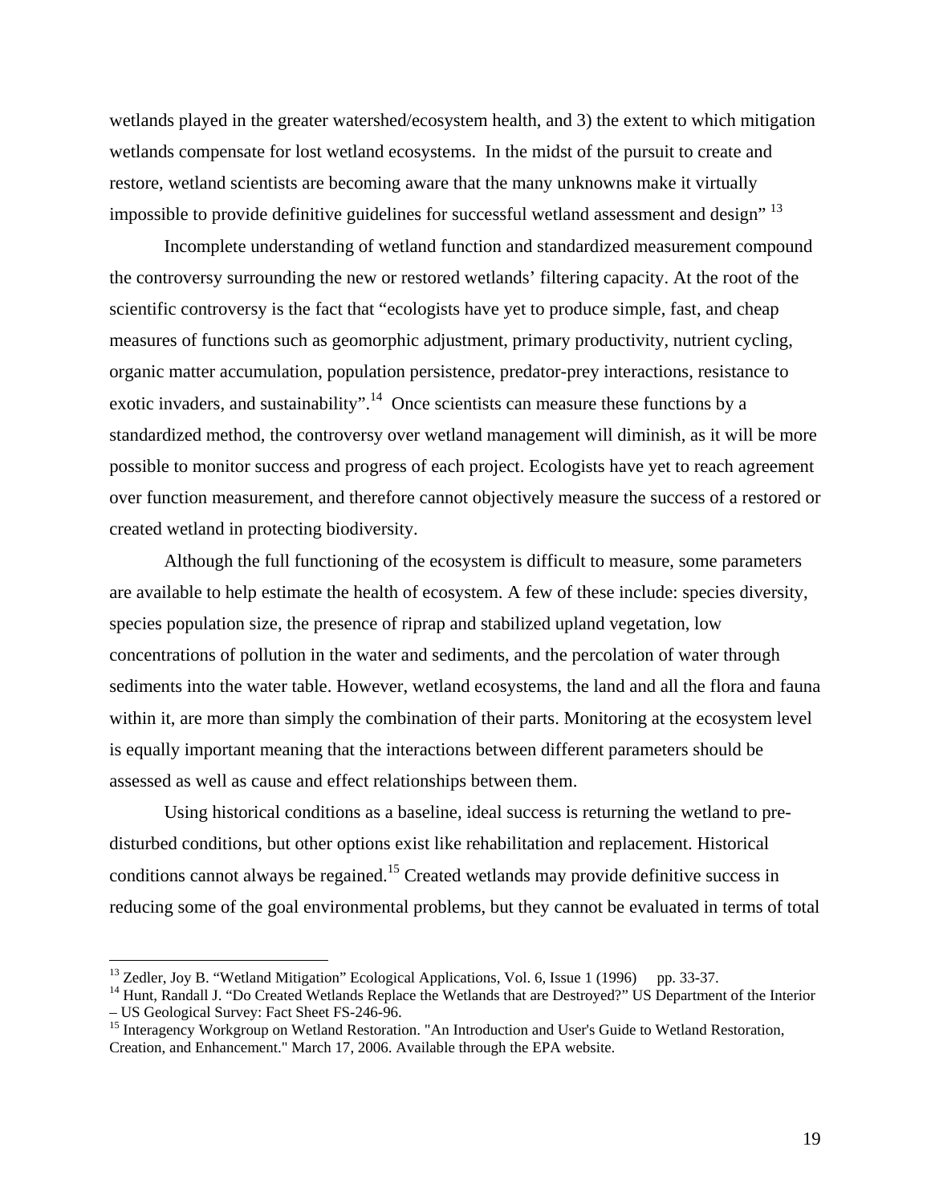wetlands played in the greater watershed/ecosystem health, and 3) the extent to which mitigation wetlands compensate for lost wetland ecosystems. In the midst of the pursuit to create and restore, wetland scientists are becoming aware that the many unknowns make it virtually impossible to provide definitive guidelines for successful wetland assessment and design" [13]

Incomplete understanding of wetland function and standardized measurement compound the controversy surrounding the new or restored wetlands' filtering capacity. At the root of the scientific controversy is the fact that "ecologists have yet to produce simple, fast, and cheap measures of functions such as geomorphic adjustment, primary productivity, nutrient cycling, organic matter accumulation, population persistence, predator-prey interactions, resistance to exotic invaders, and sustainability".[14] Once scientists can measure these functions by a standardized method, the controversy over wetland management will diminish, as it will be more possible to monitor success and progress of each project. Ecologists have yet to reach agreement over function measurement, and therefore cannot objectively measure the success of a restored or created wetland in protecting biodiversity.

Although the full functioning of the ecosystem is difficult to measure, some parameters are available to help estimate the health of ecosystem. A few of these include: species diversity, species population size, the presence of riprap and stabilized upland vegetation, low concentrations of pollution in the water and sediments, and the percolation of water through sediments into the water table. However, wetland ecosystems, the land and all the flora and fauna within it, are more than simply the combination of their parts. Monitoring at the ecosystem level is equally important meaning that the interactions between different parameters should be assessed as well as cause and effect relationships between them.

Using historical conditions as a baseline, ideal success is returning the wetland to pre-disturbed conditions, but other options exist like rehabilitation and replacement. Historical conditions cannot always be regained.[15] Created wetlands may provide definitive success in reducing some of the goal environmental problems, but they cannot be evaluated in terms of total

---

[13] Zedler, Joy B. "Wetland Mitigation" Ecological Applications, Vol. 6, Issue 1 (1996) pp. 33-37.

[14] Hunt, Randall J. "Do Created Wetlands Replace the Wetlands that are Destroyed?" US Department of the Interior – US Geological Survey: Fact Sheet FS-246-96.

[15] Interagency Workgroup on Wetland Restoration. "An Introduction and User's Guide to Wetland Restoration, Creation, and Enhancement." March 17, 2006. Available through the EPA website.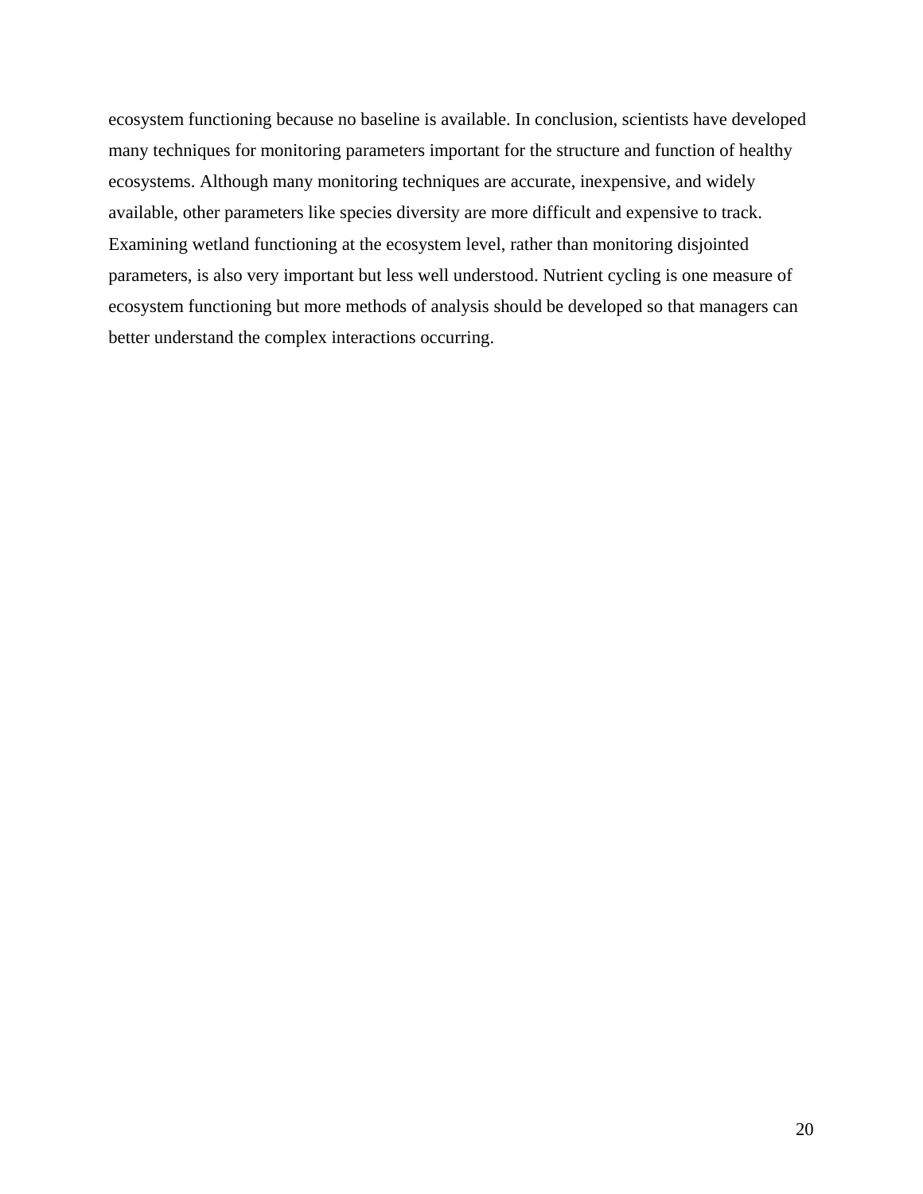ecosystem functioning because no baseline is available. In conclusion, scientists have developed many techniques for monitoring parameters important for the structure and function of healthy ecosystems. Although many monitoring techniques are accurate, inexpensive, and widely available, other parameters like species diversity are more difficult and expensive to track. Examining wetland functioning at the ecosystem level, rather than monitoring disjointed parameters, is also very important but less well understood. Nutrient cycling is one measure of ecosystem functioning but more methods of analysis should be developed so that managers can better understand the complex interactions occurring.